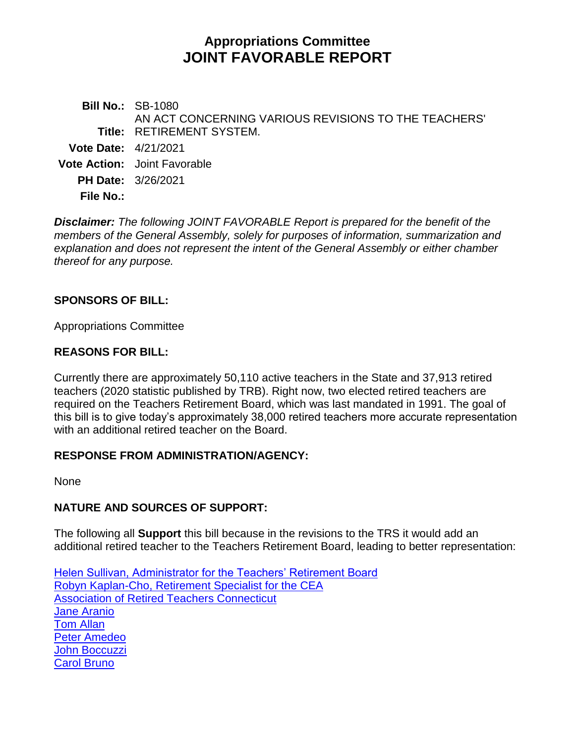# Appropriations Committee
# JOINT FAVORABLE REPORT

**Bill No.:** SB-1080

**Title:** AN ACT CONCERNING VARIOUS REVISIONS TO THE TEACHERS' RETIREMENT SYSTEM.

**Vote Date:** 4/21/2021

**Vote Action:** Joint Favorable

**PH Date:** 3/26/2021

**File No.:**

***Disclaimer:*** *The following JOINT FAVORABLE Report is prepared for the benefit of the members of the General Assembly, solely for purposes of information, summarization and explanation and does not represent the intent of the General Assembly or either chamber thereof for any purpose.*

## SPONSORS OF BILL:

Appropriations Committee

## REASONS FOR BILL:

Currently there are approximately 50,110 active teachers in the State and 37,913 retired teachers (2020 statistic published by TRB). Right now, two elected retired teachers are required on the Teachers Retirement Board, which was last mandated in 1991. The goal of this bill is to give today's approximately 38,000 retired teachers more accurate representation with an additional retired teacher on the Board.

## RESPONSE FROM ADMINISTRATION/AGENCY:

None

## NATURE AND SOURCES OF SUPPORT:

The following all **Support** this bill because in the revisions to the TRS it would add an additional retired teacher to the Teachers Retirement Board, leading to better representation:

Helen Sullivan, Administrator for the Teachers' Retirement Board
Robyn Kaplan-Cho, Retirement Specialist for the CEA
Association of Retired Teachers Connecticut
Jane Aranio
Tom Allan
Peter Amedeo
John Boccuzzi
Carol Bruno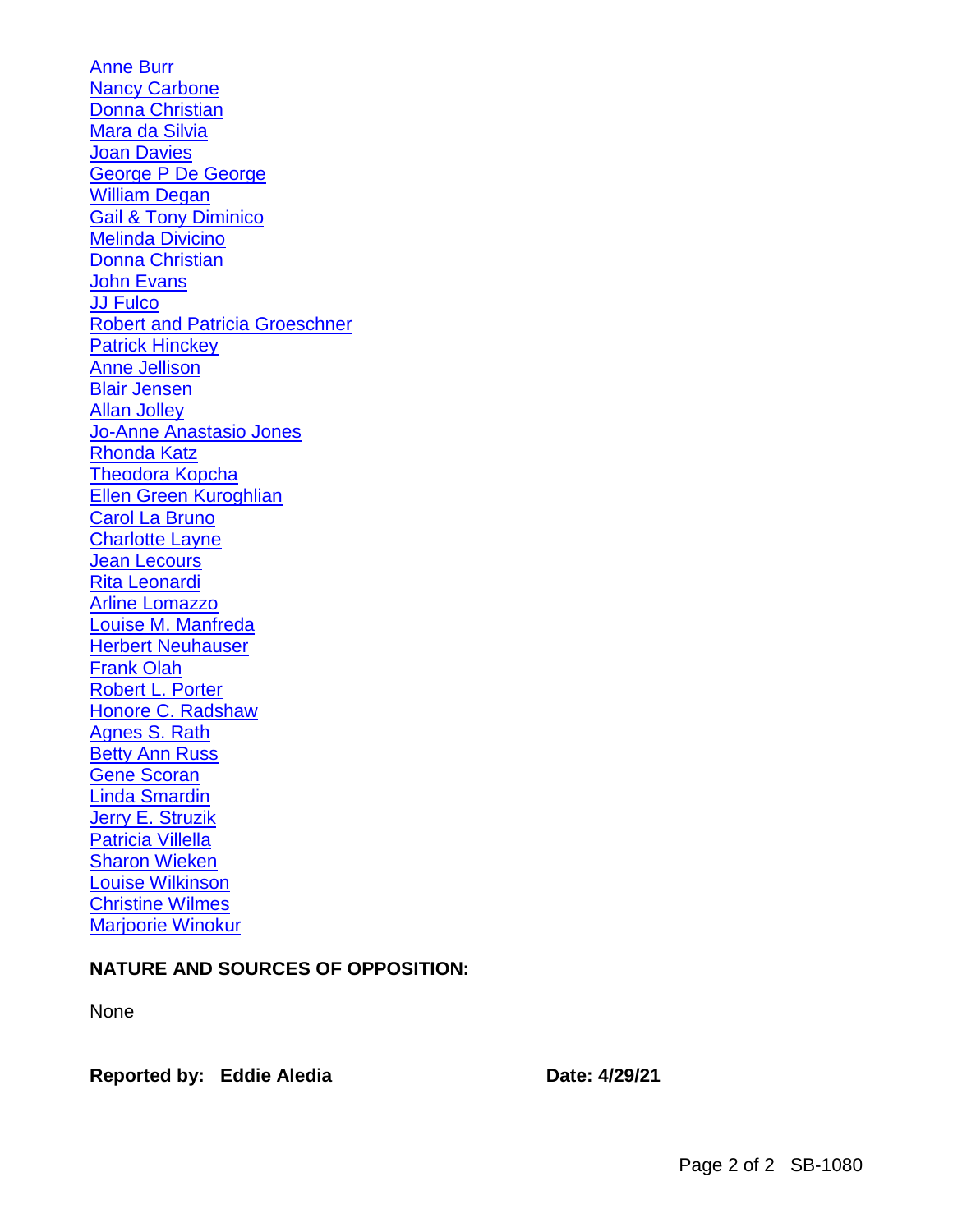Anne Burr
Nancy Carbone
Donna Christian
Mara da Silvia
Joan Davies
George P De George
William Degan
Gail & Tony Diminico
Melinda Divicino
Donna Christian
John Evans
JJ Fulco
Robert and Patricia Groeschner
Patrick Hinckey
Anne Jellison
Blair Jensen
Allan Jolley
Jo-Anne Anastasio Jones
Rhonda Katz
Theodora Kopcha
Ellen Green Kuroghlian
Carol La Bruno
Charlotte Layne
Jean Lecours
Rita Leonardi
Arline Lomazzo
Louise M. Manfreda
Herbert Neuhauser
Frank Olah
Robert L. Porter
Honore C. Radshaw
Agnes S. Rath
Betty Ann Russ
Gene Scoran
Linda Smardin
Jerry E. Struzik
Patricia Villella
Sharon Wieken
Louise Wilkinson
Christine Wilmes
Marjoorie Winokur

**NATURE AND SOURCES OF OPPOSITION:**

None

**Reported by: Eddie Aledia** **Date: 4/29/21**